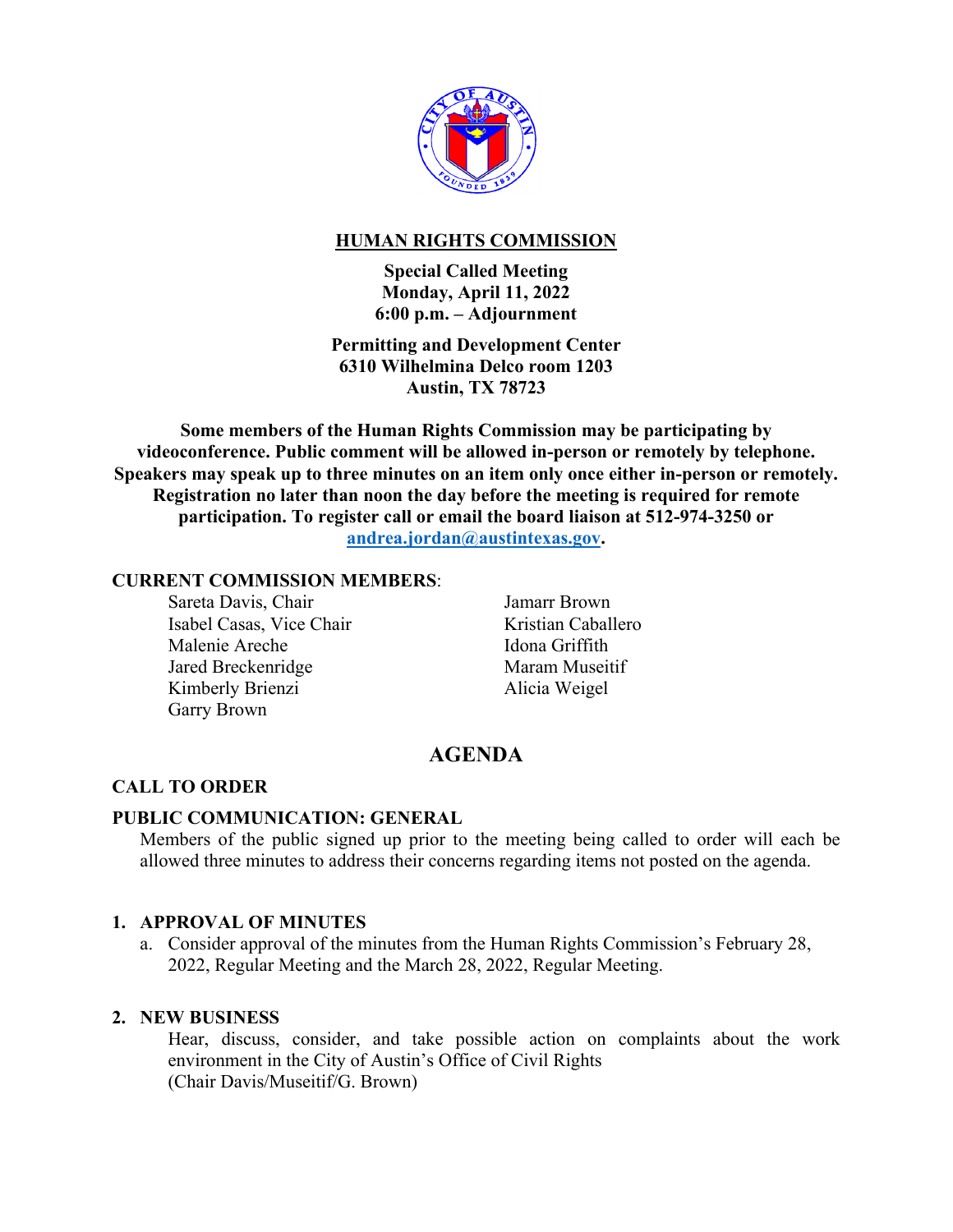# HUMAN RIGHTS COMMISSION

**Special Called Meeting**
**Monday, April 11, 2022**
**6:00 p.m. – Adjournment**

**Permitting and Development Center**
**6310 Wilhelmina Delco room 1203**
**Austin, TX 78723**

**Some members of the Human Rights Commission may be participating by videoconference. Public comment will be allowed in-person or remotely by telephone. Speakers may speak up to three minutes on an item only once either in-person or remotely. Registration no later than noon the day before the meeting is required for remote participation. To register call or email the board liaison at 512-974-3250 or [andrea.jordan@austintexas.gov](mailto:andrea.jordan@austintexas.gov).**

**CURRENT COMMISSION MEMBERS**:

Sareta Davis, Chair
Isabel Casas, Vice Chair
Malenie Areche
Jared Breckenridge
Kimberly Brienzi
Garry Brown
Jamarr Brown
Kristian Caballero
Idona Griffith
Maram Museitif
Alicia Weigel

## AGENDA

**CALL TO ORDER**

**PUBLIC COMMUNICATION: GENERAL**

Members of the public signed up prior to the meeting being called to order will each be allowed three minutes to address their concerns regarding items not posted on the agenda.

**1. APPROVAL OF MINUTES**

a. Consider approval of the minutes from the Human Rights Commission's February 28, 2022, Regular Meeting and the March 28, 2022, Regular Meeting.

**2. NEW BUSINESS**

Hear, discuss, consider, and take possible action on complaints about the work environment in the City of Austin's Office of Civil Rights
(Chair Davis/Museitif/G. Brown)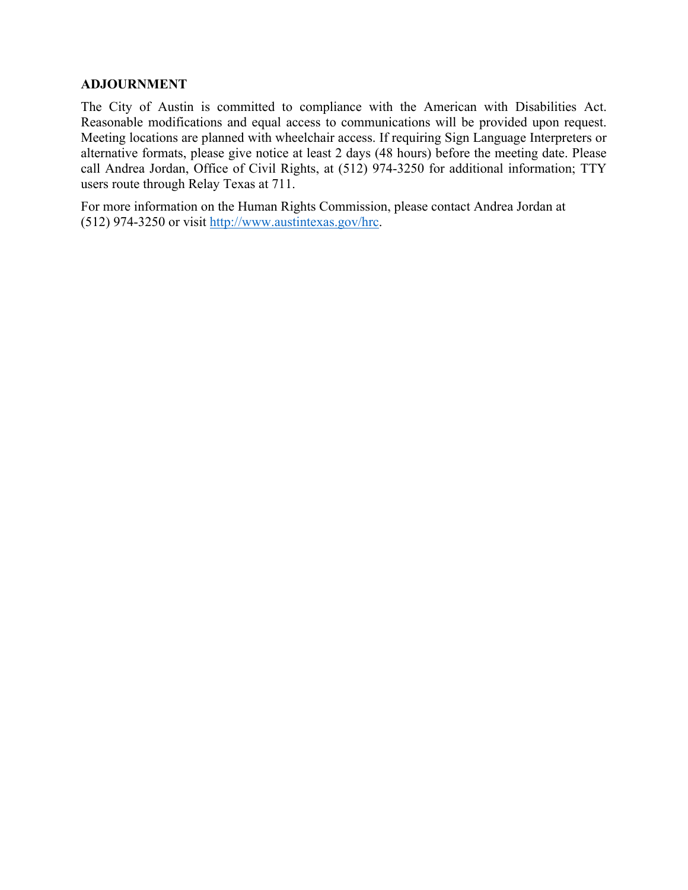**ADJOURNMENT**

The City of Austin is committed to compliance with the American with Disabilities Act. Reasonable modifications and equal access to communications will be provided upon request. Meeting locations are planned with wheelchair access. If requiring Sign Language Interpreters or alternative formats, please give notice at least 2 days (48 hours) before the meeting date. Please call Andrea Jordan, Office of Civil Rights, at (512) 974-3250 for additional information; TTY users route through Relay Texas at 711.

For more information on the Human Rights Commission, please contact Andrea Jordan at (512) 974-3250 or visit http://www.austintexas.gov/hrc.